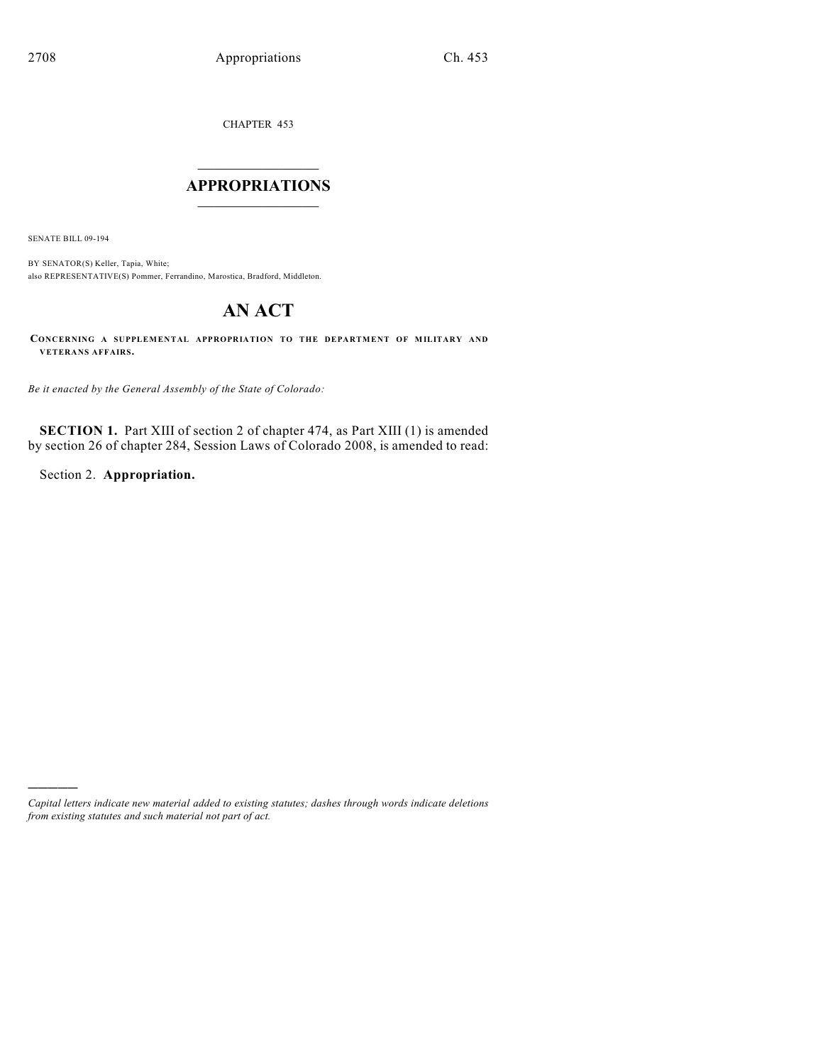CHAPTER 453

# APPROPRIATIONS

SENATE BILL 09-194

BY SENATOR(S) Keller, Tapia, White;
also REPRESENTATIVE(S) Pommer, Ferrandino, Marostica, Bradford, Middleton.

# AN ACT

**CONCERNING A SUPPLEMENTAL APPROPRIATION TO THE DEPARTMENT OF MILITARY AND VETERANS AFFAIRS.**

*Be it enacted by the General Assembly of the State of Colorado:*

**SECTION 1.** Part XIII of section 2 of chapter 474, as Part XIII (1) is amended by section 26 of chapter 284, Session Laws of Colorado 2008, is amended to read:

Section 2. **Appropriation.**

---

*Capital letters indicate new material added to existing statutes; dashes through words indicate deletions from existing statutes and such material not part of act.*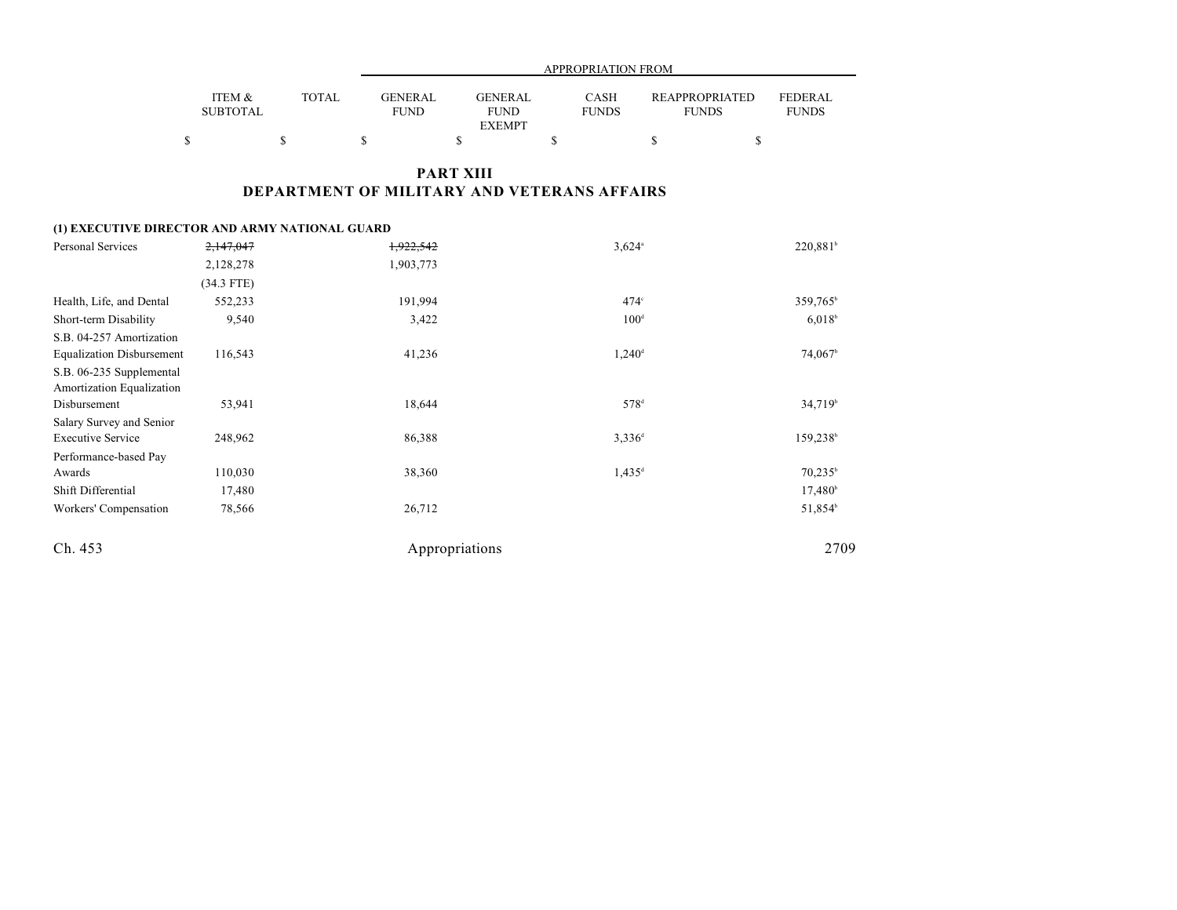| | ITEM & SUBTOTAL | TOTAL | GENERAL FUND | GENERAL FUND EXEMPT | CASH FUNDS | REAPPROPRIATED FUNDS | FEDERAL FUNDS |
|---|---|---|---|---|---|---|---|
| | | | APPROPRIATION FROM | | | | |
| | $ | $ | $ | $ | $ | $ | $ |

# PART XIII
## DEPARTMENT OF MILITARY AND VETERANS AFFAIRS

**(1) EXECUTIVE DIRECTOR AND ARMY NATIONAL GUARD**

| | ITEM & SUBTOTAL | TOTAL | GENERAL FUND | GENERAL FUND EXEMPT | CASH FUNDS | REAPPROPRIATED FUNDS | FEDERAL FUNDS |
|---|---|---|---|---|---|---|---|
| Personal Services | ~~2,147,047~~ | | ~~1,922,542~~ | | 3,624[a] | | 220,881[b] |
| | 2,128,278 | | 1,903,773 | | | | |
| | (34.3 FTE) | | | | | | |
| Health, Life, and Dental | 552,233 | | 191,994 | | 474[c] | | 359,765[b] |
| Short-term Disability | 9,540 | | 3,422 | | 100[d] | | 6,018[b] |
| S.B. 04-257 Amortization Equalization Disbursement | 116,543 | | 41,236 | | 1,240[d] | | 74,067[b] |
| S.B. 06-235 Supplemental Amortization Equalization Disbursement | 53,941 | | 18,644 | | 578[d] | | 34,719[b] |
| Salary Survey and Senior Executive Service | 248,962 | | 86,388 | | 3,336[d] | | 159,238[b] |
| Performance-based Pay Awards | 110,030 | | 38,360 | | 1,435[d] | | 70,235[b] |
| Shift Differential | 17,480 | | | | | | 17,480[b] |
| Workers' Compensation | 78,566 | | 26,712 | | | | 51,854[b] |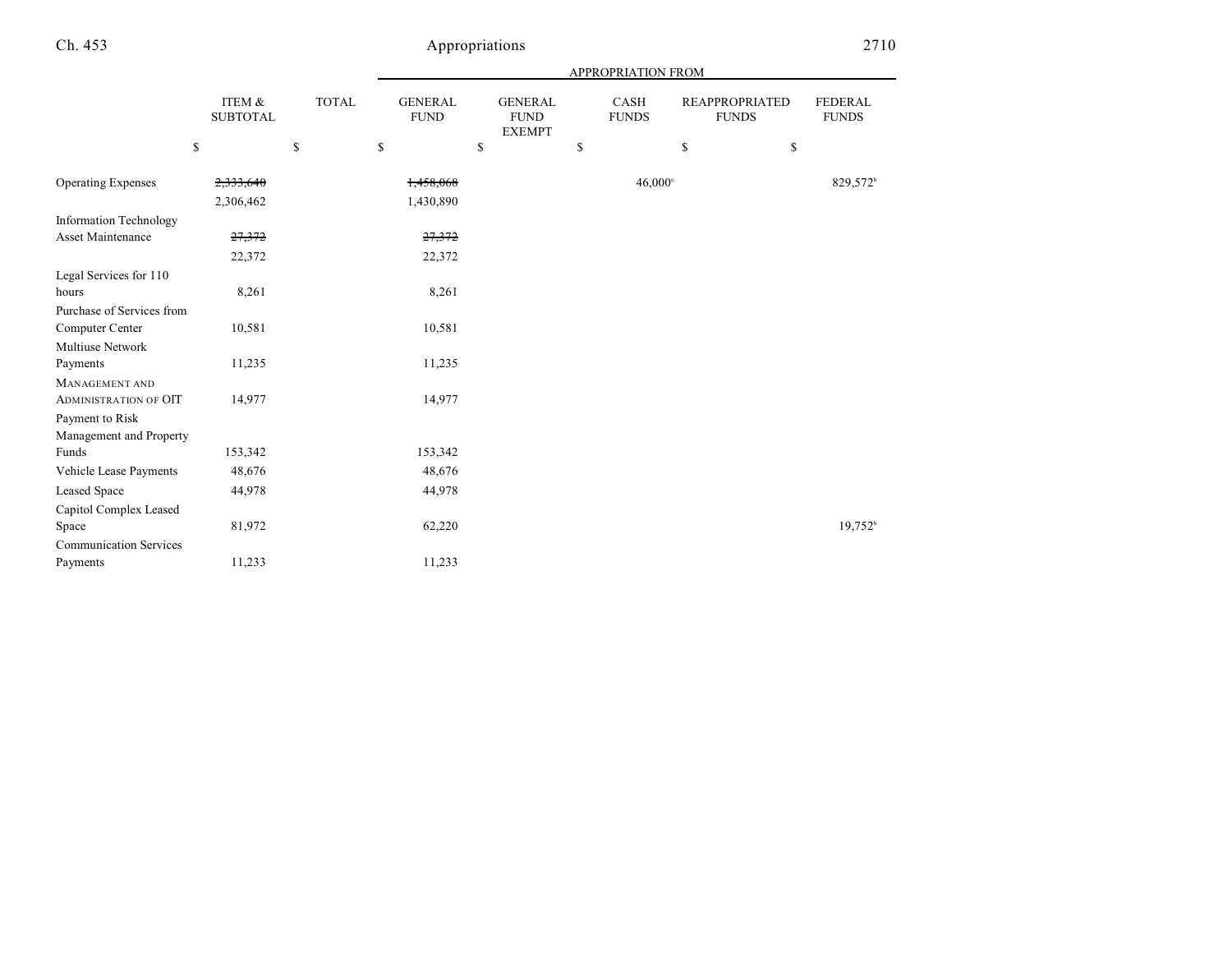| | ITEM & SUBTOTAL | TOTAL | APPROPRIATION FROM | | | | |
|---|---|---|---|---|---|---|---|
| | | | GENERAL FUND | GENERAL FUND EXEMPT | CASH FUNDS | REAPPROPRIATED FUNDS | FEDERAL FUNDS |
| | $ | $ | $ | $ | $ | $ | $ |
| Operating Expenses | ~~2,333,640~~ | | ~~1,458,068~~ | | 46,000[c] | | 829,572[b] |
| | 2,306,462 | | 1,430,890 | | | | |
| Information Technology Asset Maintenance | ~~27,372~~ | | ~~27,372~~ | | | | |
| | 22,372 | | 22,372 | | | | |
| Legal Services for 110 hours | 8,261 | | 8,261 | | | | |
| Purchase of Services from Computer Center | 10,581 | | 10,581 | | | | |
| Multiuse Network Payments | 11,235 | | 11,235 | | | | |
| MANAGEMENT AND ADMINISTRATION OF OIT | 14,977 | | 14,977 | | | | |
| Payment to Risk Management and Property Funds | 153,342 | | 153,342 | | | | |
| Vehicle Lease Payments | 48,676 | | 48,676 | | | | |
| Leased Space | 44,978 | | 44,978 | | | | |
| Capitol Complex Leased Space | 81,972 | | 62,220 | | | | 19,752[b] |
| Communication Services Payments | 11,233 | | 11,233 | | | | |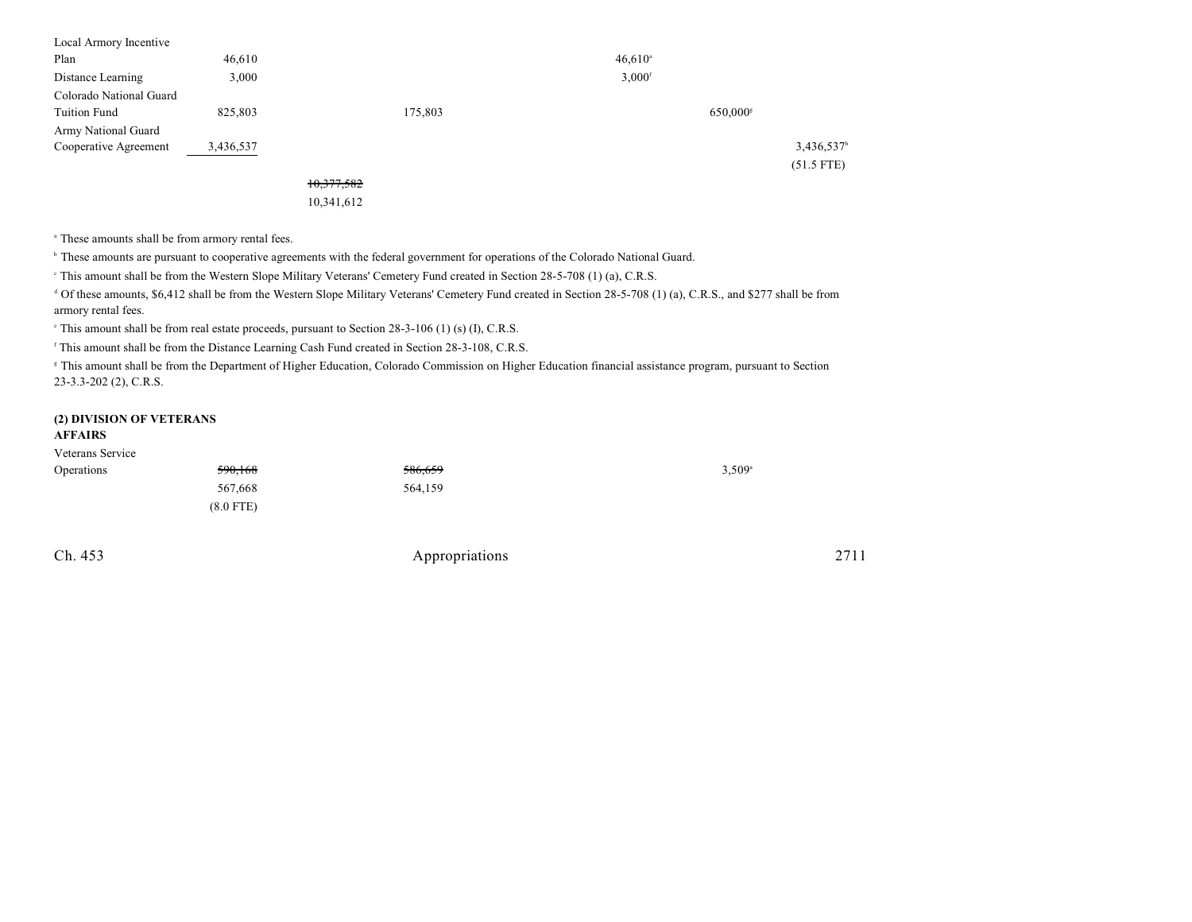| | | | | | |
|---|---|---|---|---|---|
| Local Armory Incentive Plan | 46,610 | | | 46,610[a] | | |
| Distance Learning | 3,000 | | | 3,000[f] | | |
| Colorado National Guard Tuition Fund | 825,803 | | 175,803 | | 650,000[g] | |
| Army National Guard Cooperative Agreement | 3,436,537 | | | | | 3,436,537[b] (51.5 FTE) |
| | | ~~10,377,582~~ 10,341,612 | | | | |

[a] These amounts shall be from armory rental fees.

[b] These amounts are pursuant to cooperative agreements with the federal government for operations of the Colorado National Guard.

[c] This amount shall be from the Western Slope Military Veterans' Cemetery Fund created in Section 28-5-708 (1) (a), C.R.S.

[d] Of these amounts, $6,412 shall be from the Western Slope Military Veterans' Cemetery Fund created in Section 28-5-708 (1) (a), C.R.S., and $277 shall be from armory rental fees.

[e] This amount shall be from real estate proceeds, pursuant to Section 28-3-106 (1) (s) (I), C.R.S.

[f] This amount shall be from the Distance Learning Cash Fund created in Section 28-3-108, C.R.S.

[g] This amount shall be from the Department of Higher Education, Colorado Commission on Higher Education financial assistance program, pursuant to Section 23-3.3-202 (2), C.R.S.

**(2) DIVISION OF VETERANS AFFAIRS**

| | | | | | |
|---|---|---|---|---|---|
| Veterans Service Operations | ~~590,168~~ 567,668 (8.0 FTE) | | ~~586,659~~ 564,159 | | 3,509[a] |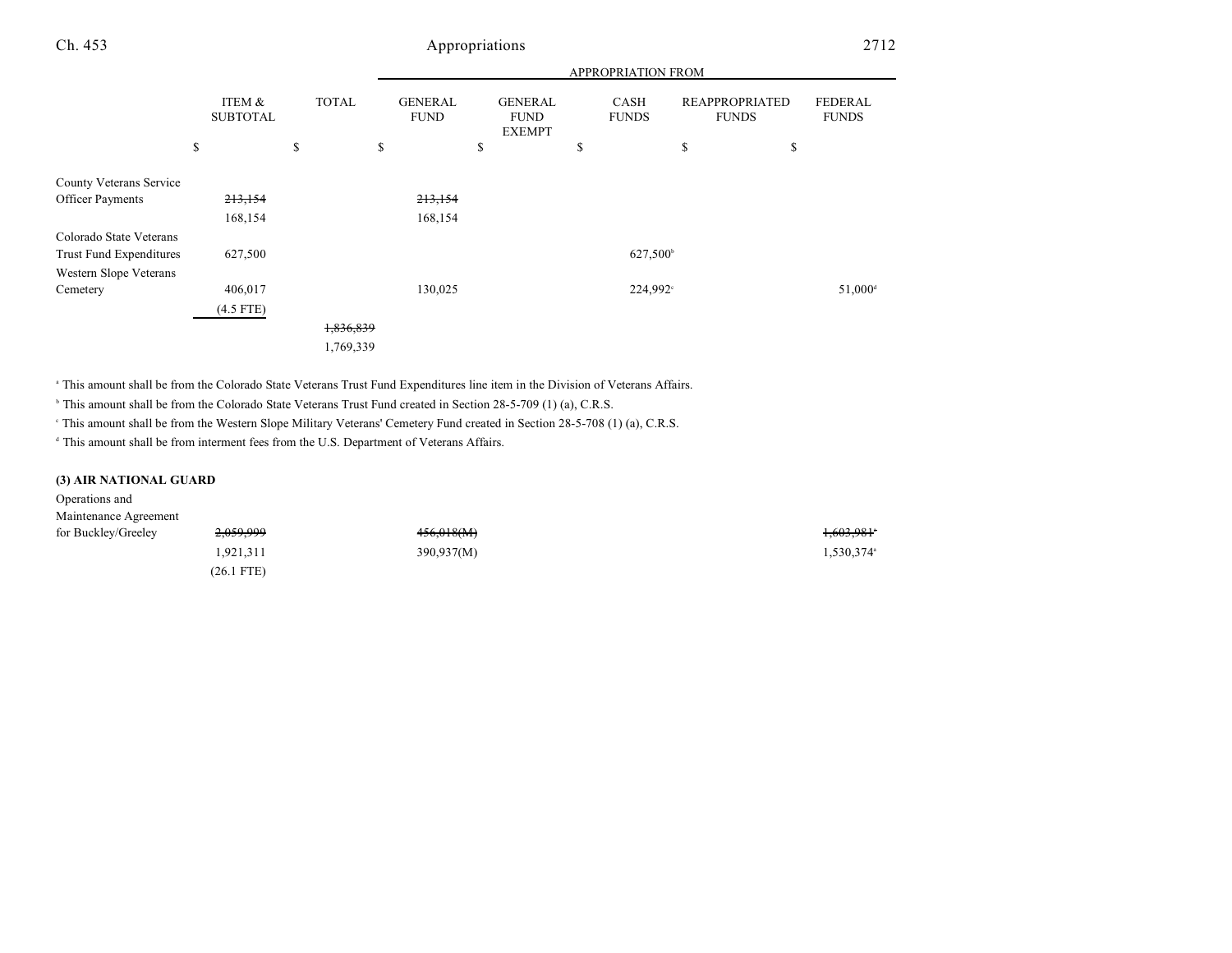| | ITEM & SUBTOTAL | TOTAL | APPROPRIATION FROM GENERAL FUND | GENERAL FUND EXEMPT | CASH FUNDS | REAPPROPRIATED FUNDS | FEDERAL FUNDS |
|---|---|---|---|---|---|---|---|
| | $ | $ | $ | $ | $ | $ | $ |
| County Veterans Service Officer Payments | ~~213,154~~ | | ~~213,154~~ | | | | |
| | 168,154 | | 168,154 | | | | |
| Colorado State Veterans Trust Fund Expenditures | 627,500 | | | | 627,500[b] | | |
| Western Slope Veterans Cemetery | 406,017 | | 130,025 | | 224,992[c] | | 51,000[d] |
| | (4.5 FTE) | | | | | | |
| | | ~~1,836,839~~ | | | | | |
| | | 1,769,339 | | | | | |

[a] This amount shall be from the Colorado State Veterans Trust Fund Expenditures line item in the Division of Veterans Affairs.

[b] This amount shall be from the Colorado State Veterans Trust Fund created in Section 28-5-709 (1) (a), C.R.S.

[c] This amount shall be from the Western Slope Military Veterans' Cemetery Fund created in Section 28-5-708 (1) (a), C.R.S.

[d] This amount shall be from interment fees from the U.S. Department of Veterans Affairs.

**(3) AIR NATIONAL GUARD**

| | ITEM & SUBTOTAL | TOTAL | GENERAL FUND | GENERAL FUND EXEMPT | CASH FUNDS | REAPPROPRIATED FUNDS | FEDERAL FUNDS |
|---|---|---|---|---|---|---|---|
| Operations and Maintenance Agreement for Buckley/Greeley | ~~2,059,999~~ | | ~~456,018(M)~~ | | | | ~~1,603,981~~[a] |
| | 1,921,311 | | 390,937(M) | | | | 1,530,374[a] |
| | (26.1 FTE) | | | | | | |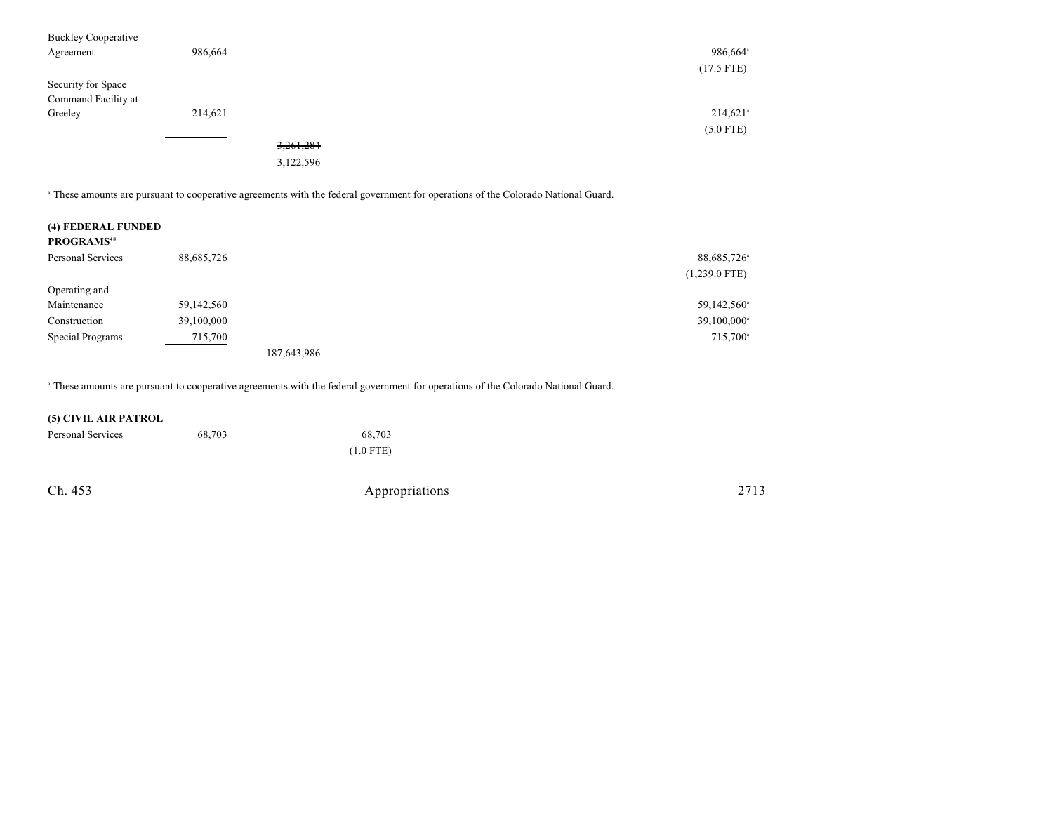| | | | | | | |
|---|---|---|---|---|---|---|
| Buckley Cooperative Agreement | 986,664 | | | | | 986,664[a] (17.5 FTE) |
| Security for Space Command Facility at Greeley | 214,621 | | | | | 214,621[a] (5.0 FTE) |
| | | ~~3,261,284~~ 3,122,596 | | | | |

[a] These amounts are pursuant to cooperative agreements with the federal government for operations of the Colorado National Guard.

**(4) FEDERAL FUNDED PROGRAMS[48]**

| | | | | | | |
|---|---|---|---|---|---|---|
| Personal Services | 88,685,726 | | | | | 88,685,726[a] (1,239.0 FTE) |
| Operating and Maintenance | 59,142,560 | | | | | 59,142,560[a] |
| Construction | 39,100,000 | | | | | 39,100,000[a] |
| Special Programs | 715,700 | | | | | 715,700[a] |
| | | 187,643,986 | | | | |

[a] These amounts are pursuant to cooperative agreements with the federal government for operations of the Colorado National Guard.

**(5) CIVIL AIR PATROL**

| | | | | | | |
|---|---|---|---|---|---|---|
| Personal Services | 68,703 | | 68,703 (1.0 FTE) | | | |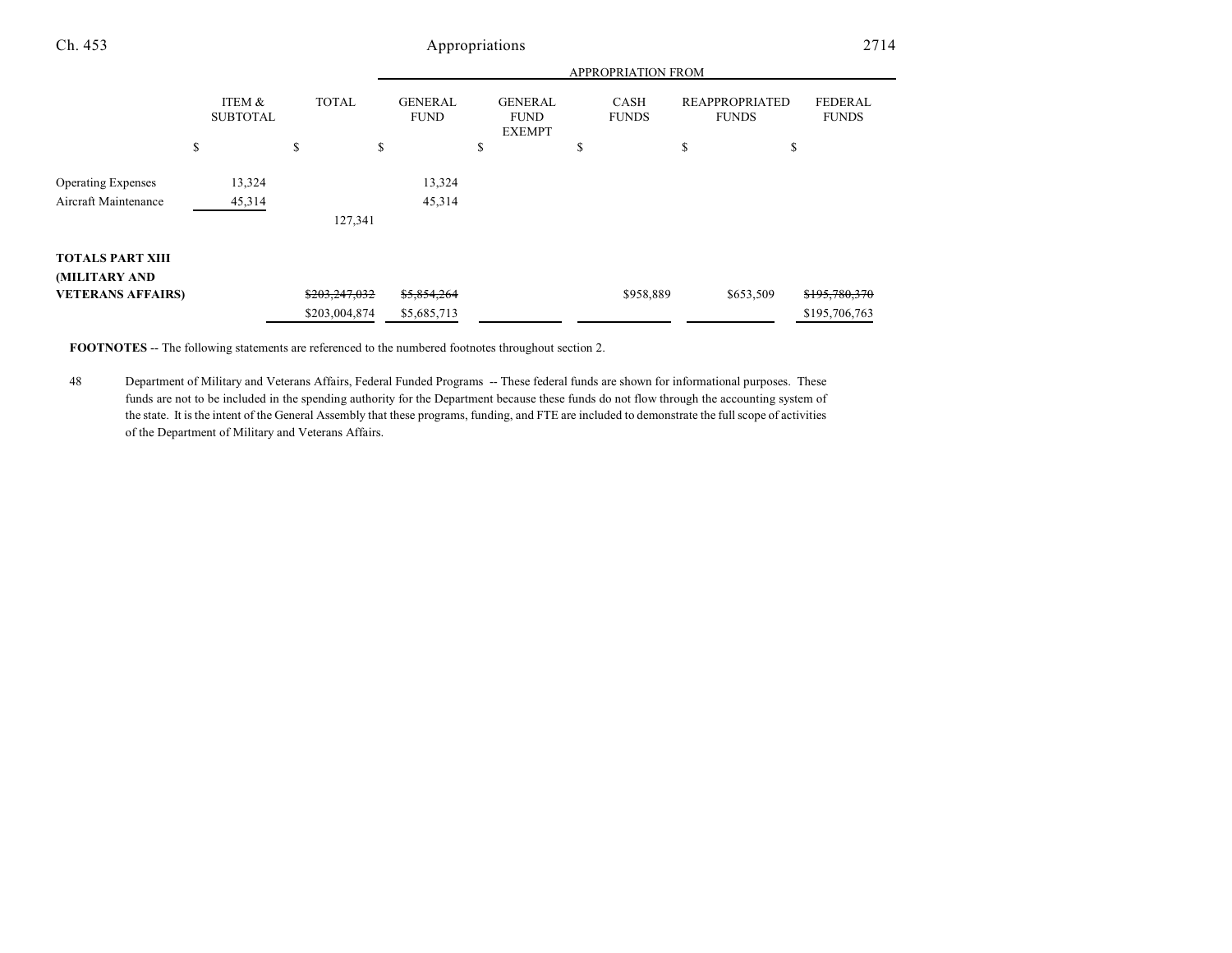| | ITEM & SUBTOTAL | TOTAL | APPROPRIATION FROM | | | | |
|---|---|---|---|---|---|---|---|
| | | | GENERAL FUND | GENERAL FUND EXEMPT | CASH FUNDS | REAPPROPRIATED FUNDS | FEDERAL FUNDS |
| | $ | $ | $ | $ | $ | $ | $ |
| Operating Expenses | 13,324 | | 13,324 | | | | |
| Aircraft Maintenance | 45,314 | | 45,314 | | | | |
| | | 127,341 | | | | | |
| **TOTALS PART XIII (MILITARY AND VETERANS AFFAIRS)** | | ~~$203,247,032~~ | ~~$5,854,264~~ | | $958,889 | $653,509 | ~~$195,780,370~~ |
| | | $203,004,874 | $5,685,713 | | | | $195,706,763 |

**FOOTNOTES** -- The following statements are referenced to the numbered footnotes throughout section 2.

48 Department of Military and Veterans Affairs, Federal Funded Programs -- These federal funds are shown for informational purposes. These funds are not to be included in the spending authority for the Department because these funds do not flow through the accounting system of the state. It is the intent of the General Assembly that these programs, funding, and FTE are included to demonstrate the full scope of activities of the Department of Military and Veterans Affairs.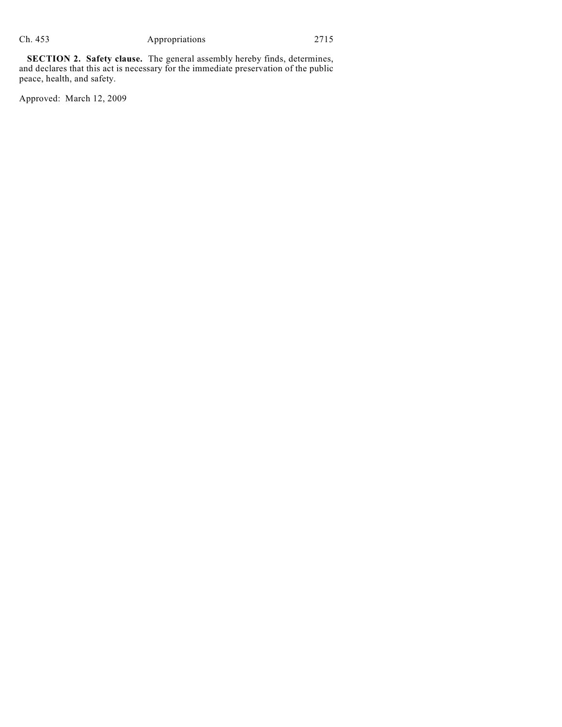**SECTION 2. Safety clause.** The general assembly hereby finds, determines, and declares that this act is necessary for the immediate preservation of the public peace, health, and safety.

Approved: March 12, 2009